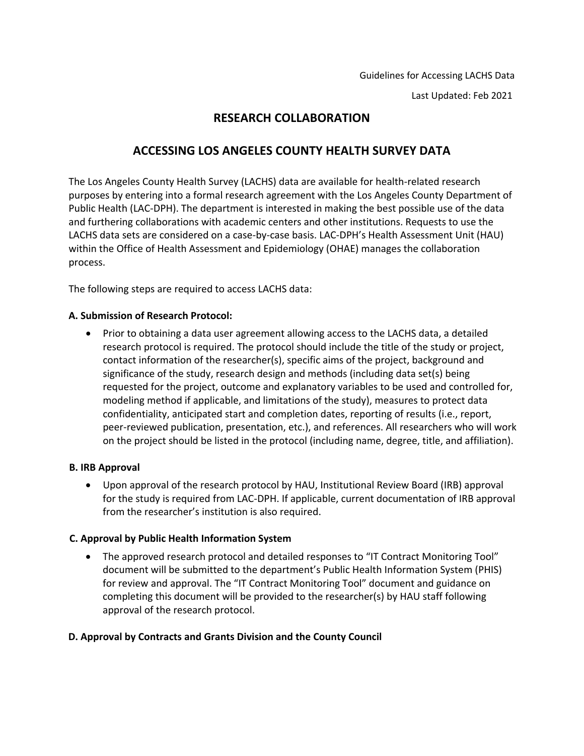Guidelines for Accessing LACHS Data

Last Updated: Feb 2021

# RESEARCH COLLABORATION

# ACCESSING LOS ANGELES COUNTY HEALTH SURVEY DATA

The Los Angeles County Health Survey (LACHS) data are available for health-related research purposes by entering into a formal research agreement with the Los Angeles County Department of Public Health (LAC-DPH). The department is interested in making the best possible use of the data and furthering collaborations with academic centers and other institutions. Requests to use the LACHS data sets are considered on a case-by-case basis. LAC-DPH's Health Assessment Unit (HAU) within the Office of Health Assessment and Epidemiology (OHAE) manages the collaboration process.

The following steps are required to access LACHS data:

### A. Submission of Research Protocol:

- Prior to obtaining a data user agreement allowing access to the LACHS data, a detailed research protocol is required. The protocol should include the title of the study or project, contact information of the researcher(s), specific aims of the project, background and significance of the study, research design and methods (including data set(s) being requested for the project, outcome and explanatory variables to be used and controlled for, modeling method if applicable, and limitations of the study), measures to protect data confidentiality, anticipated start and completion dates, reporting of results (i.e., report, peer-reviewed publication, presentation, etc.), and references. All researchers who will work on the project should be listed in the protocol (including name, degree, title, and affiliation).

### B. IRB Approval

- Upon approval of the research protocol by HAU, Institutional Review Board (IRB) approval for the study is required from LAC-DPH. If applicable, current documentation of IRB approval from the researcher's institution is also required.

### C. Approval by Public Health Information System

- The approved research protocol and detailed responses to "IT Contract Monitoring Tool" document will be submitted to the department's Public Health Information System (PHIS) for review and approval. The "IT Contract Monitoring Tool" document and guidance on completing this document will be provided to the researcher(s) by HAU staff following approval of the research protocol.

### D. Approval by Contracts and Grants Division and the County Council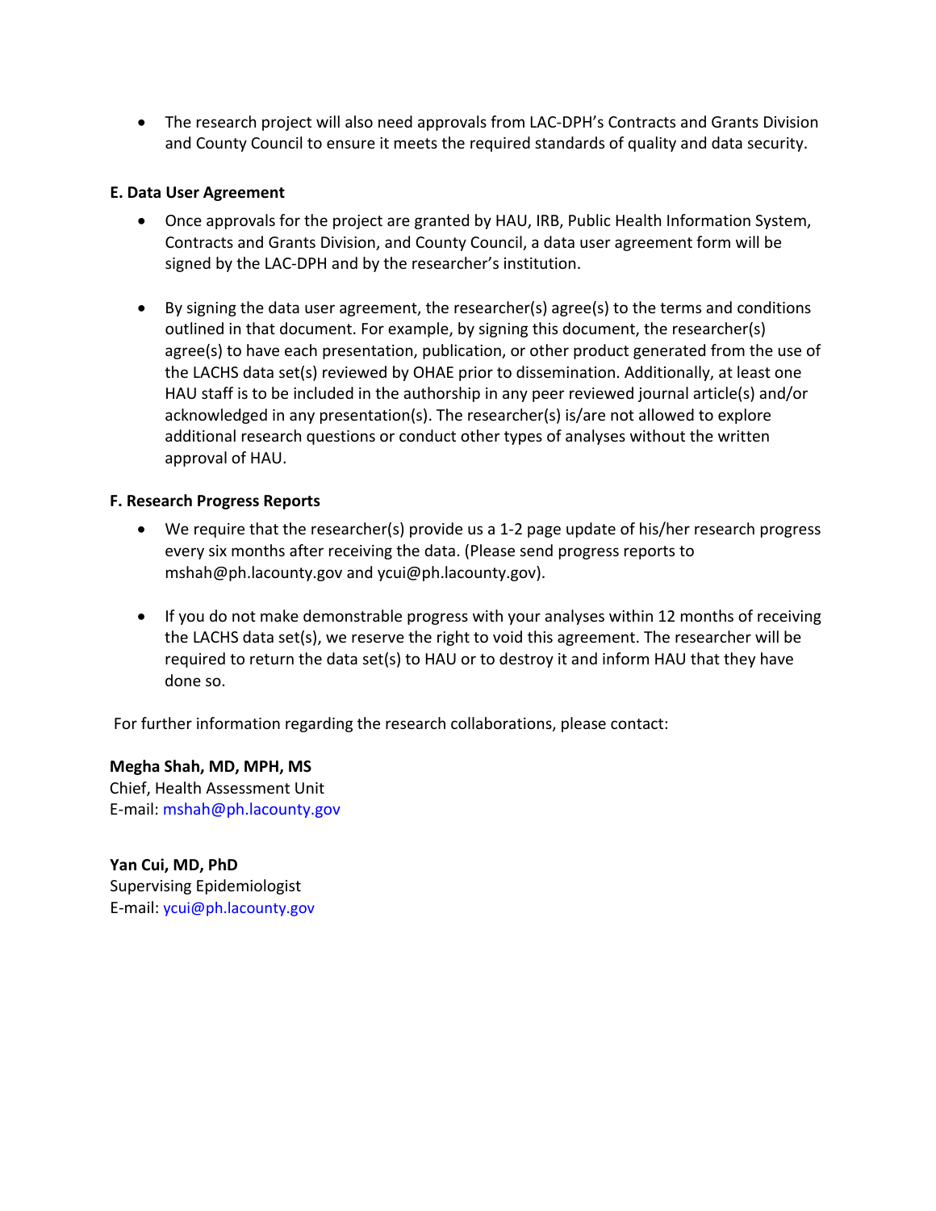- The research project will also need approvals from LAC-DPH's Contracts and Grants Division and County Council to ensure it meets the required standards of quality and data security.

**E. Data User Agreement**

- Once approvals for the project are granted by HAU, IRB, Public Health Information System, Contracts and Grants Division, and County Council, a data user agreement form will be signed by the LAC-DPH and by the researcher's institution.

- By signing the data user agreement, the researcher(s) agree(s) to the terms and conditions outlined in that document. For example, by signing this document, the researcher(s) agree(s) to have each presentation, publication, or other product generated from the use of the LACHS data set(s) reviewed by OHAE prior to dissemination. Additionally, at least one HAU staff is to be included in the authorship in any peer reviewed journal article(s) and/or acknowledged in any presentation(s). The researcher(s) is/are not allowed to explore additional research questions or conduct other types of analyses without the written approval of HAU.

**F. Research Progress Reports**

- We require that the researcher(s) provide us a 1-2 page update of his/her research progress every six months after receiving the data. (Please send progress reports to mshah@ph.lacounty.gov and ycui@ph.lacounty.gov).

- If you do not make demonstrable progress with your analyses within 12 months of receiving the LACHS data set(s), we reserve the right to void this agreement. The researcher will be required to return the data set(s) to HAU or to destroy it and inform HAU that they have done so.

For further information regarding the research collaborations, please contact:

**Megha Shah, MD, MPH, MS**
Chief, Health Assessment Unit
E-mail: mshah@ph.lacounty.gov

**Yan Cui, MD, PhD**
Supervising Epidemiologist
E-mail: ycui@ph.lacounty.gov